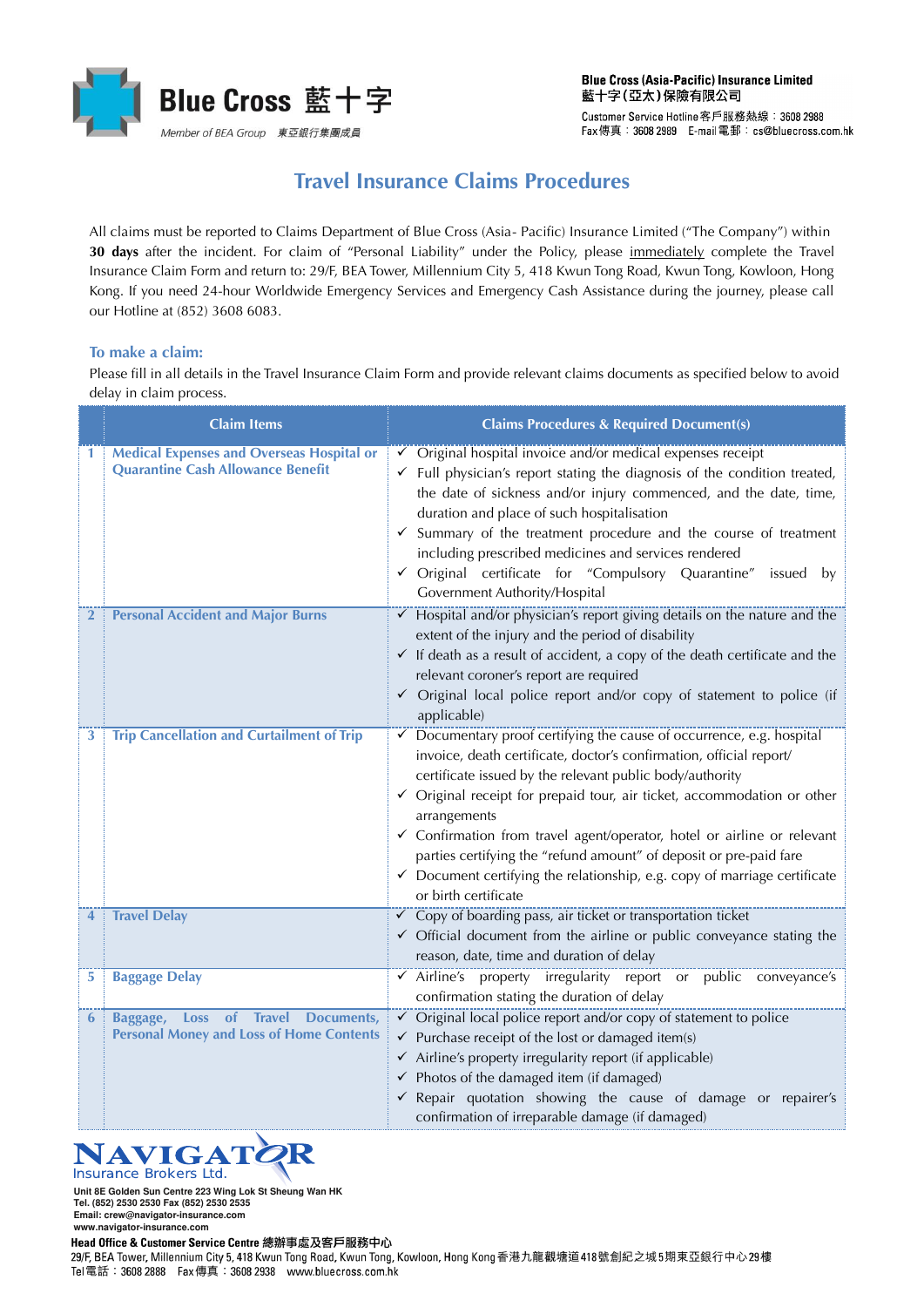Blue Cross 藍十字

Member of BEA Group 東亞銀行集團成員

**Blue Cross (Asia-Pacific) Insurance Limited**
**藍十字(亞太)保險有限公司**

Customer Service Hotline 客戶服務熱線：3608 2988
Fax 傳真：3608 2989 E-mail 電郵：cs@bluecross.com.hk

# Travel Insurance Claims Procedures

All claims must be reported to Claims Department of Blue Cross (Asia- Pacific) Insurance Limited ("The Company") within **30 days** after the incident. For claim of "Personal Liability" under the Policy, please immediately complete the Travel Insurance Claim Form and return to: 29/F, BEA Tower, Millennium City 5, 418 Kwun Tong Road, Kwun Tong, Kowloon, Hong Kong. If you need 24-hour Worldwide Emergency Services and Emergency Cash Assistance during the journey, please call our Hotline at (852) 3608 6083.

## To make a claim:

Please fill in all details in the Travel Insurance Claim Form and provide relevant claims documents as specified below to avoid delay in claim process.

| | Claim Items | Claims Procedures & Required Document(s) |
|---|---|---|
| 1 | Medical Expenses and Overseas Hospital or Quarantine Cash Allowance Benefit | ✓ Original hospital invoice and/or medical expenses receipt<br>✓ Full physician's report stating the diagnosis of the condition treated, the date of sickness and/or injury commenced, and the date, time, duration and place of such hospitalisation<br>✓ Summary of the treatment procedure and the course of treatment including prescribed medicines and services rendered<br>✓ Original certificate for "Compulsory Quarantine" issued by Government Authority/Hospital |
| 2 | Personal Accident and Major Burns | ✓ Hospital and/or physician's report giving details on the nature and the extent of the injury and the period of disability<br>✓ If death as a result of accident, a copy of the death certificate and the relevant coroner's report are required<br>✓ Original local police report and/or copy of statement to police (if applicable) |
| 3 | Trip Cancellation and Curtailment of Trip | ✓ Documentary proof certifying the cause of occurrence, e.g. hospital invoice, death certificate, doctor's confirmation, official report/ certificate issued by the relevant public body/authority<br>✓ Original receipt for prepaid tour, air ticket, accommodation or other arrangements<br>✓ Confirmation from travel agent/operator, hotel or airline or relevant parties certifying the "refund amount" of deposit or pre-paid fare<br>✓ Document certifying the relationship, e.g. copy of marriage certificate or birth certificate |
| 4 | Travel Delay | ✓ Copy of boarding pass, air ticket or transportation ticket<br>✓ Official document from the airline or public conveyance stating the reason, date, time and duration of delay |
| 5 | Baggage Delay | ✓ Airline's property irregularity report or public conveyance's confirmation stating the duration of delay |
| 6 | Baggage, Loss of Travel Documents, Personal Money and Loss of Home Contents | ✓ Original local police report and/or copy of statement to police<br>✓ Purchase receipt of the lost or damaged item(s)<br>✓ Airline's property irregularity report (if applicable)<br>✓ Photos of the damaged item (if damaged)<br>✓ Repair quotation showing the cause of damage or repairer's confirmation of irreparable damage (if damaged) |

NAVIGATOR Insurance Brokers Ltd.
Unit 8E Golden Sun Centre 223 Wing Lok St Sheung Wan HK
Tel. (852) 2530 2530 Fax (852) 2530 2535
Email: crew@navigator-insurance.com
www.navigator-insurance.com

**Head Office & Customer Service Centre 總辦事處及客戶服務中心**
29/F, BEA Tower, Millennium City 5, 418 Kwun Tong Road, Kwun Tong, Kowloon, Hong Kong 香港九龍觀塘道418號創紀之城5期東亞銀行中心29樓
Tel 電話：3608 2888 Fax 傳真：3608 2938 www.bluecross.com.hk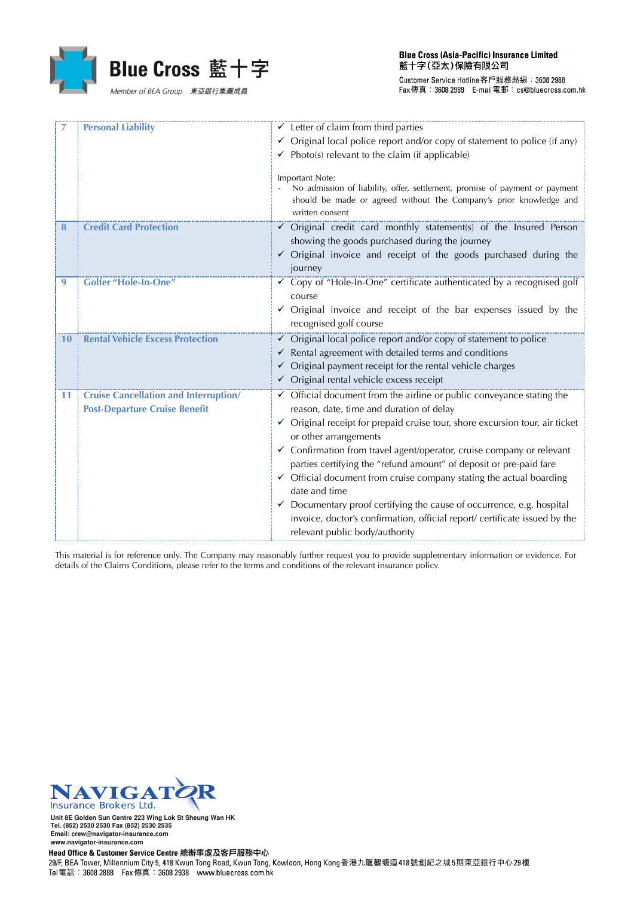Blue Cross 藍十字

Member of BEA Group 東亞銀行集團成員

**Blue Cross (Asia-Pacific) Insurance Limited**
**藍十字(亞太)保險有限公司**

Customer Service Hotline 客戶服務熱線：3608 2988
Fax 傳真：3608 2989 E-mail 電郵：cs@bluecross.com.hk

| | | |
|---|---|---|
| 7 | Personal Liability | ✓ Letter of claim from third parties<br>✓ Original local police report and/or copy of statement to police (if any)<br>✓ Photo(s) relevant to the claim (if applicable)<br><br>Important Note:<br>- No admission of liability, offer, settlement, promise of payment or payment should be made or agreed without The Company's prior knowledge and written consent |
| 8 | Credit Card Protection | ✓ Original credit card monthly statement(s) of the Insured Person showing the goods purchased during the journey<br>✓ Original invoice and receipt of the goods purchased during the journey |
| 9 | Golfer "Hole-In-One" | ✓ Copy of "Hole-In-One" certificate authenticated by a recognised golf course<br>✓ Original invoice and receipt of the bar expenses issued by the recognised golf course |
| 10 | Rental Vehicle Excess Protection | ✓ Original local police report and/or copy of statement to police<br>✓ Rental agreement with detailed terms and conditions<br>✓ Original payment receipt for the rental vehicle charges<br>✓ Original rental vehicle excess receipt |
| 11 | Cruise Cancellation and Interruption/ Post-Departure Cruise Benefit | ✓ Official document from the airline or public conveyance stating the reason, date, time and duration of delay<br>✓ Original receipt for prepaid cruise tour, shore excursion tour, air ticket or other arrangements<br>✓ Confirmation from travel agent/operator, cruise company or relevant parties certifying the "refund amount" of deposit or pre-paid fare<br>✓ Official document from cruise company stating the actual boarding date and time<br>✓ Documentary proof certifying the cause of occurrence, e.g. hospital invoice, doctor's confirmation, official report/ certificate issued by the relevant public body/authority |

This material is for reference only. The Company may reasonably further request you to provide supplementary information or evidence. For details of the Claims Conditions, please refer to the terms and conditions of the relevant insurance policy.

NAVIGATOR
Insurance Brokers Ltd.
**Unit 8E Golden Sun Centre 223 Wing Lok St Sheung Wan HK**
**Tel. (852) 2530 2530 Fax (852) 2530 2535**
**Email: crew@navigator-insurance.com**
**www.navigator-insurance.com**

**Head Office & Customer Service Centre 總辦事處及客戶服務中心**
29/F, BEA Tower, Millennium City 5, 418 Kwun Tong Road, Kwun Tong, Kowloon, Hong Kong 香港九龍觀塘道418號創紀之城5期東亞銀行中心29樓
Tel 電話：3608 2888 Fax 傳真：3608 2938 www.bluecross.com.hk